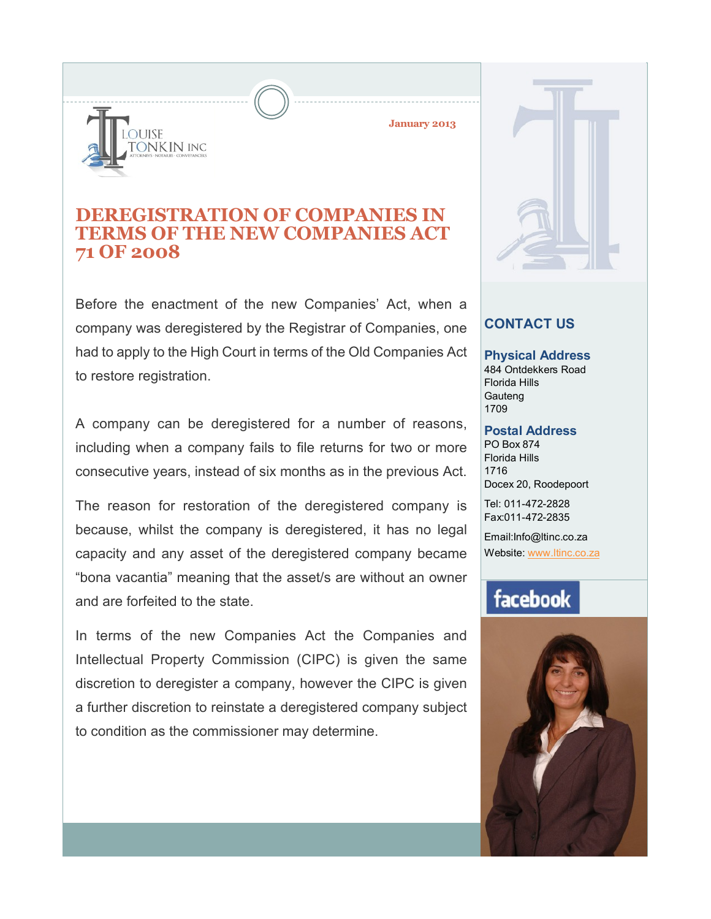LOUISE TONKIN INC

ATTORNEYS · NOTARIES · CONVEYANCERS

January 2013

# DEREGISTRATION OF COMPANIES IN TERMS OF THE NEW COMPANIES ACT 71 OF 2008

Before the enactment of the new Companies' Act, when a company was deregistered by the Registrar of Companies, one had to apply to the High Court in terms of the Old Companies Act to restore registration.

A company can be deregistered for a number of reasons, including when a company fails to file returns for two or more consecutive years, instead of six months as in the previous Act.

The reason for restoration of the deregistered company is because, whilst the company is deregistered, it has no legal capacity and any asset of the deregistered company became "bona vacantia" meaning that the asset/s are without an owner and are forfeited to the state.

In terms of the new Companies Act the Companies and Intellectual Property Commission (CIPC) is given the same discretion to deregister a company, however the CIPC is given a further discretion to reinstate a deregistered company subject to condition as the commissioner may determine.

## CONTACT US

### Physical Address

484 Ontdekkers Road
Florida Hills
Gauteng
1709

### Postal Address

PO Box 874
Florida Hills
1716
Docex 20, Roodepoort

Tel: 011-472-2828
Fax:011-472-2835

Email:Info@ltinc.co.za
Website: www.ltinc.co.za

facebook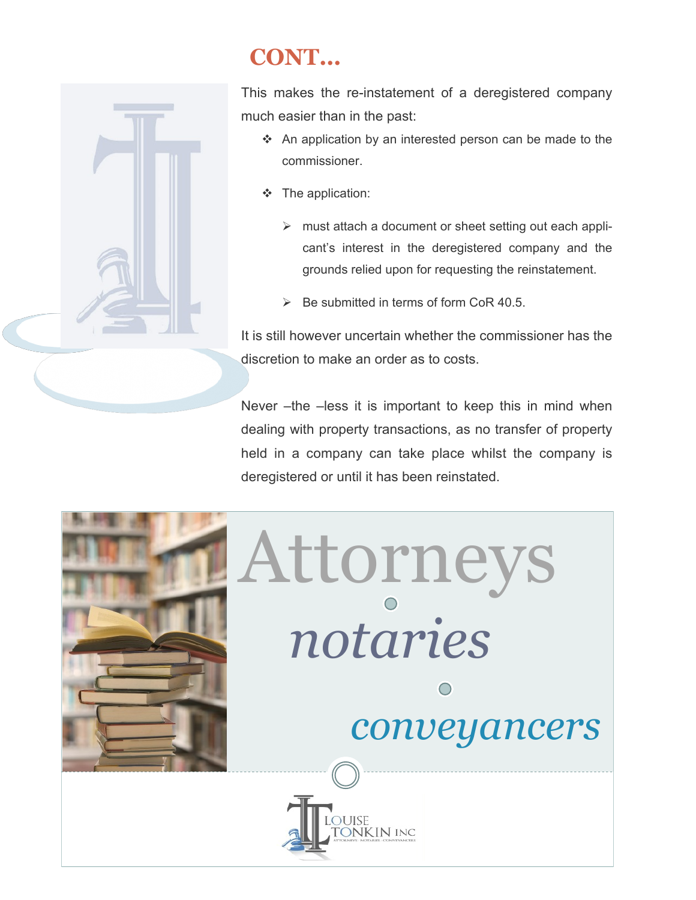## CONT…

This makes the re-instatement of a deregistered company much easier than in the past:

- An application by an interested person can be made to the commissioner.
- The application:
  - must attach a document or sheet setting out each applicant's interest in the deregistered company and the grounds relied upon for requesting the reinstatement.
  - Be submitted in terms of form CoR 40.5.

It is still however uncertain whether the commissioner has the discretion to make an order as to costs.

Never –the –less it is important to keep this in mind when dealing with property transactions, as no transfer of property held in a company can take place whilst the company is deregistered or until it has been reinstated.

Attorneys

*notaries*

*conveyancers*

LOUISE TONKIN INC

ATTORNEYS · NOTARIES · CONVEYANCERS